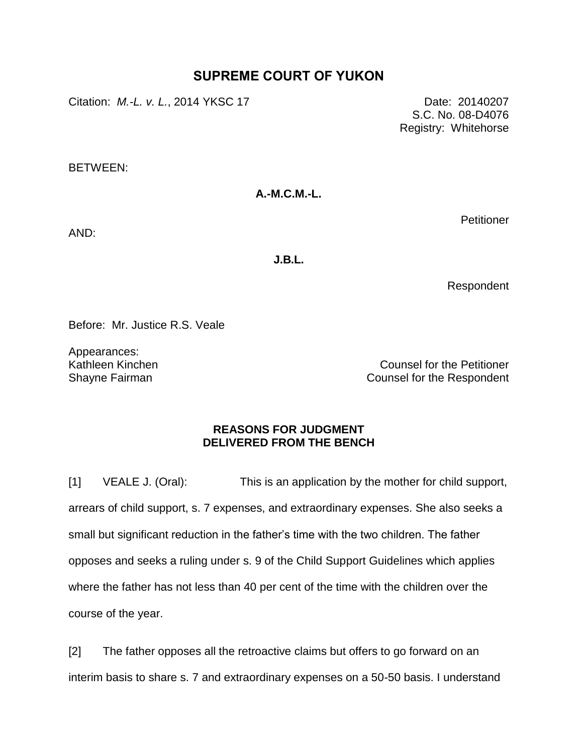# SUPREME COURT OF YUKON

Citation: *M.-L. v. L.*, 2014 YKSC 17

Date: 20140207
S.C. No. 08-D4076
Registry: Whitehorse

BETWEEN:

**A.-M.C.M.-L.**

Petitioner

AND:

**J.B.L.**

Respondent

Before: Mr. Justice R.S. Veale

Appearances:

Kathleen Kinchen — Counsel for the Petitioner
Shayne Fairman — Counsel for the Respondent

**REASONS FOR JUDGMENT**
**DELIVERED FROM THE BENCH**

[1] VEALE J. (Oral): This is an application by the mother for child support, arrears of child support, s. 7 expenses, and extraordinary expenses. She also seeks a small but significant reduction in the father's time with the two children. The father opposes and seeks a ruling under s. 9 of the Child Support Guidelines which applies where the father has not less than 40 per cent of the time with the children over the course of the year.

[2] The father opposes all the retroactive claims but offers to go forward on an interim basis to share s. 7 and extraordinary expenses on a 50-50 basis. I understand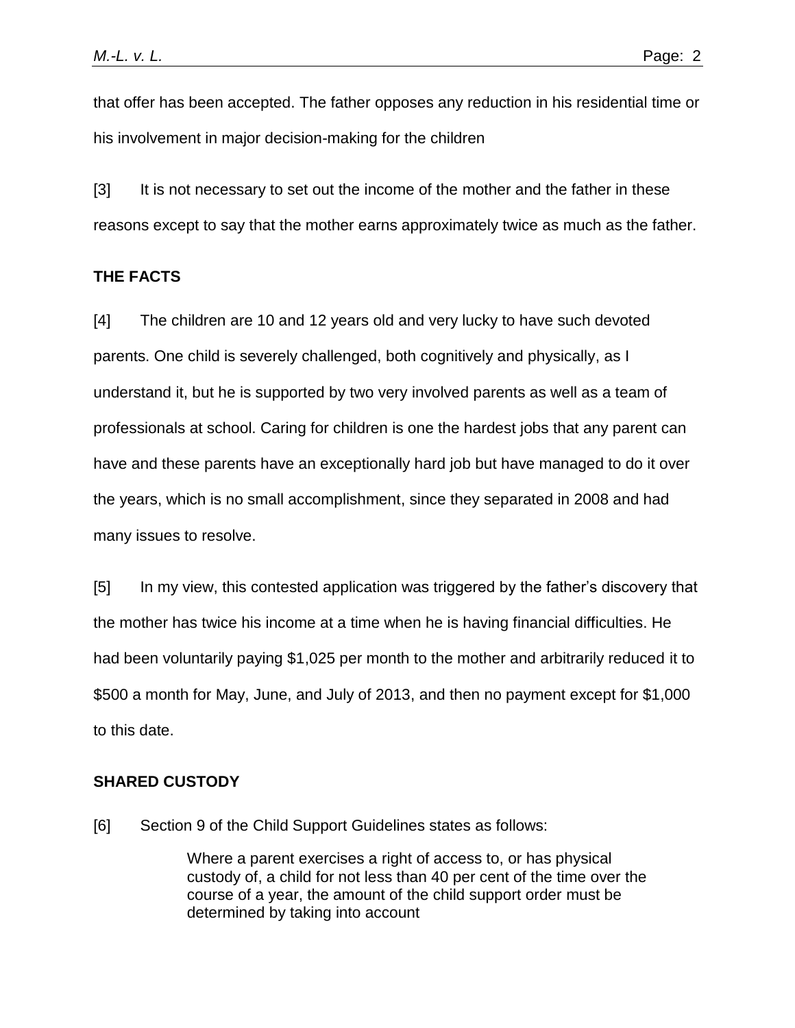that offer has been accepted. The father opposes any reduction in his residential time or his involvement in major decision-making for the children

[3] It is not necessary to set out the income of the mother and the father in these reasons except to say that the mother earns approximately twice as much as the father.

## THE FACTS

[4] The children are 10 and 12 years old and very lucky to have such devoted parents. One child is severely challenged, both cognitively and physically, as I understand it, but he is supported by two very involved parents as well as a team of professionals at school. Caring for children is one the hardest jobs that any parent can have and these parents have an exceptionally hard job but have managed to do it over the years, which is no small accomplishment, since they separated in 2008 and had many issues to resolve.

[5] In my view, this contested application was triggered by the father's discovery that the mother has twice his income at a time when he is having financial difficulties. He had been voluntarily paying $1,025 per month to the mother and arbitrarily reduced it to $500 a month for May, June, and July of 2013, and then no payment except for $1,000 to this date.

## SHARED CUSTODY

[6] Section 9 of the Child Support Guidelines states as follows:

> Where a parent exercises a right of access to, or has physical custody of, a child for not less than 40 per cent of the time over the course of a year, the amount of the child support order must be determined by taking into account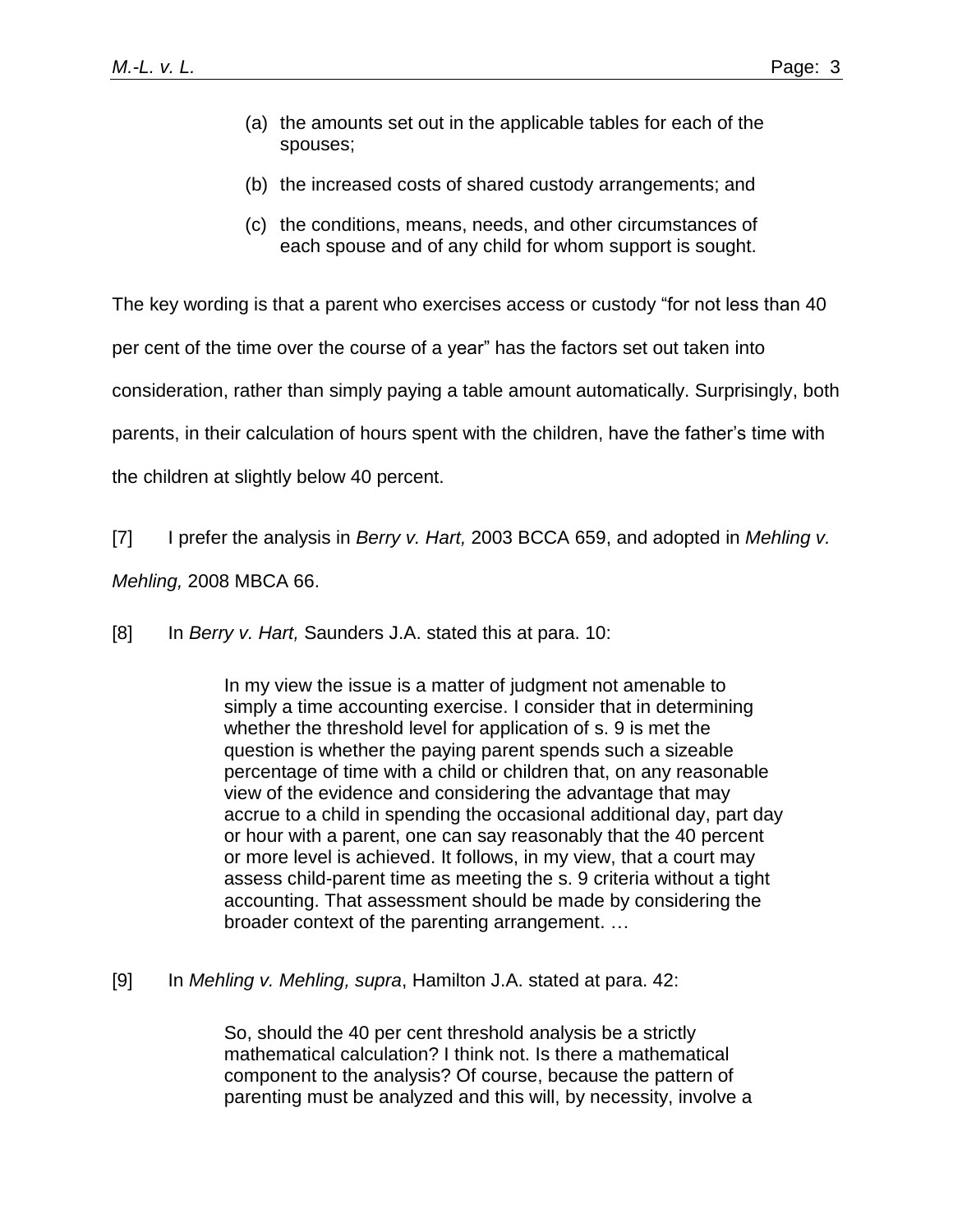> (a) the amounts set out in the applicable tables for each of the spouses;
>
> (b) the increased costs of shared custody arrangements; and
>
> (c) the conditions, means, needs, and other circumstances of each spouse and of any child for whom support is sought.

The key wording is that a parent who exercises access or custody "for not less than 40 per cent of the time over the course of a year" has the factors set out taken into consideration, rather than simply paying a table amount automatically. Surprisingly, both parents, in their calculation of hours spent with the children, have the father's time with the children at slightly below 40 percent.

[7] I prefer the analysis in *Berry v. Hart,* 2003 BCCA 659, and adopted in *Mehling v. Mehling,* 2008 MBCA 66.

[8] In *Berry v. Hart,* Saunders J.A. stated this at para. 10:

> In my view the issue is a matter of judgment not amenable to simply a time accounting exercise. I consider that in determining whether the threshold level for application of s. 9 is met the question is whether the paying parent spends such a sizeable percentage of time with a child or children that, on any reasonable view of the evidence and considering the advantage that may accrue to a child in spending the occasional additional day, part day or hour with a parent, one can say reasonably that the 40 percent or more level is achieved. It follows, in my view, that a court may assess child-parent time as meeting the s. 9 criteria without a tight accounting. That assessment should be made by considering the broader context of the parenting arrangement. …

[9] In *Mehling v. Mehling, supra*, Hamilton J.A. stated at para. 42:

> So, should the 40 per cent threshold analysis be a strictly mathematical calculation? I think not. Is there a mathematical component to the analysis? Of course, because the pattern of parenting must be analyzed and this will, by necessity, involve a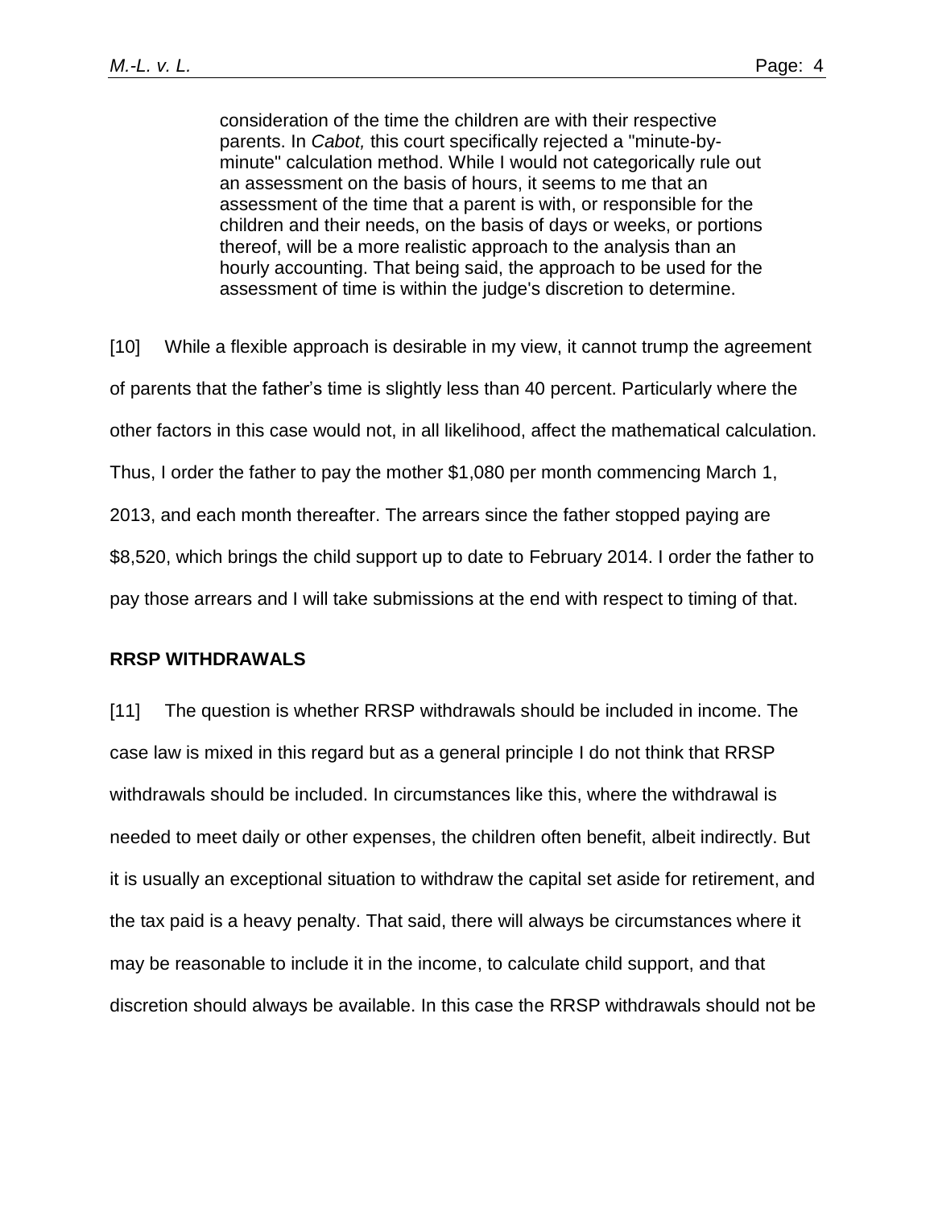> consideration of the time the children are with their respective parents. In *Cabot,* this court specifically rejected a "minute-by-minute" calculation method. While I would not categorically rule out an assessment on the basis of hours, it seems to me that an assessment of the time that a parent is with, or responsible for the children and their needs, on the basis of days or weeks, or portions thereof, will be a more realistic approach to the analysis than an hourly accounting. That being said, the approach to be used for the assessment of time is within the judge's discretion to determine.

[10] While a flexible approach is desirable in my view, it cannot trump the agreement of parents that the father's time is slightly less than 40 percent. Particularly where the other factors in this case would not, in all likelihood, affect the mathematical calculation. Thus, I order the father to pay the mother $1,080 per month commencing March 1, 2013, and each month thereafter. The arrears since the father stopped paying are $8,520, which brings the child support up to date to February 2014. I order the father to pay those arrears and I will take submissions at the end with respect to timing of that.

**RRSP WITHDRAWALS**

[11] The question is whether RRSP withdrawals should be included in income. The case law is mixed in this regard but as a general principle I do not think that RRSP withdrawals should be included. In circumstances like this, where the withdrawal is needed to meet daily or other expenses, the children often benefit, albeit indirectly. But it is usually an exceptional situation to withdraw the capital set aside for retirement, and the tax paid is a heavy penalty. That said, there will always be circumstances where it may be reasonable to include it in the income, to calculate child support, and that discretion should always be available. In this case the RRSP withdrawals should not be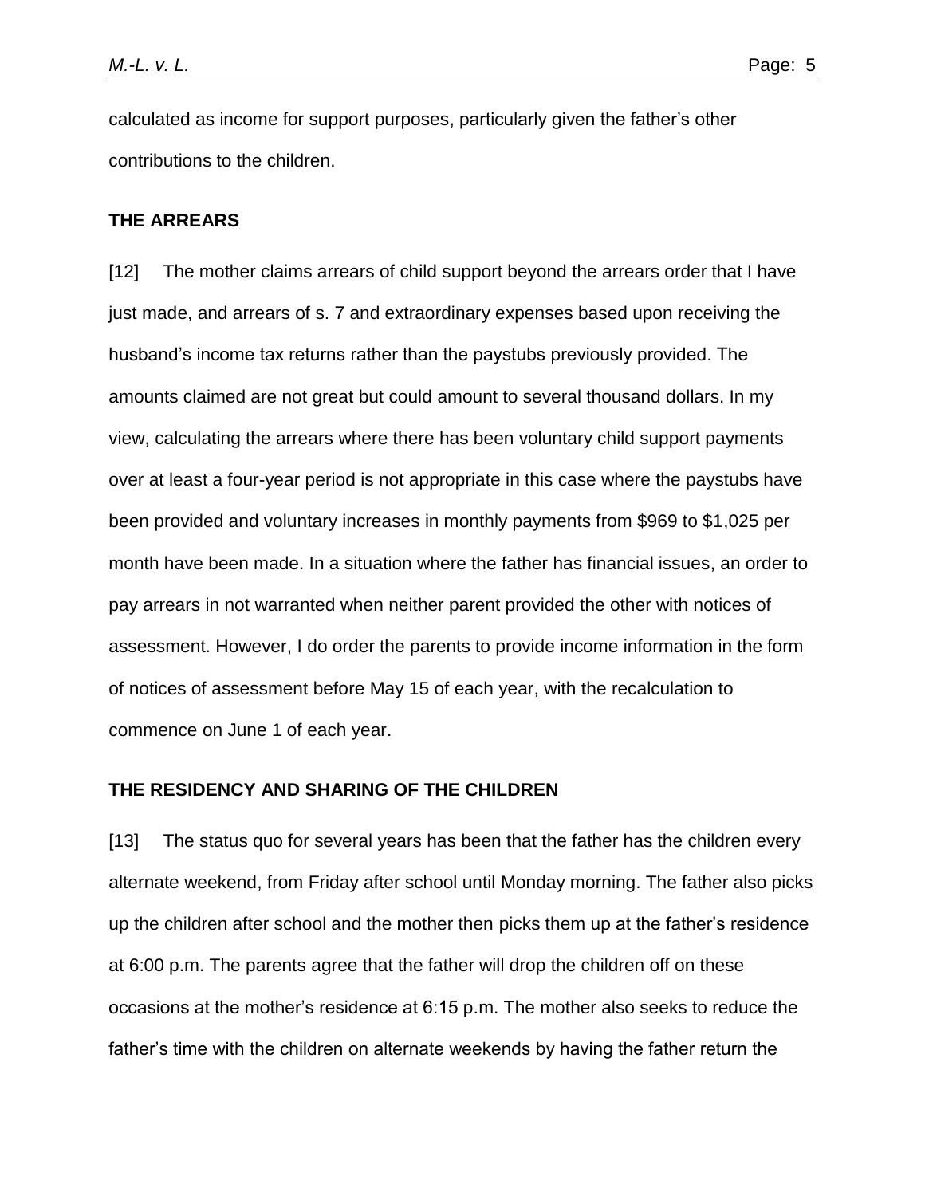calculated as income for support purposes, particularly given the father's other contributions to the children.

**THE ARREARS**

[12] The mother claims arrears of child support beyond the arrears order that I have just made, and arrears of s. 7 and extraordinary expenses based upon receiving the husband's income tax returns rather than the paystubs previously provided. The amounts claimed are not great but could amount to several thousand dollars. In my view, calculating the arrears where there has been voluntary child support payments over at least a four-year period is not appropriate in this case where the paystubs have been provided and voluntary increases in monthly payments from $969 to $1,025 per month have been made. In a situation where the father has financial issues, an order to pay arrears in not warranted when neither parent provided the other with notices of assessment. However, I do order the parents to provide income information in the form of notices of assessment before May 15 of each year, with the recalculation to commence on June 1 of each year.

**THE RESIDENCY AND SHARING OF THE CHILDREN**

[13] The status quo for several years has been that the father has the children every alternate weekend, from Friday after school until Monday morning. The father also picks up the children after school and the mother then picks them up at the father's residence at 6:00 p.m. The parents agree that the father will drop the children off on these occasions at the mother's residence at 6:15 p.m. The mother also seeks to reduce the father's time with the children on alternate weekends by having the father return the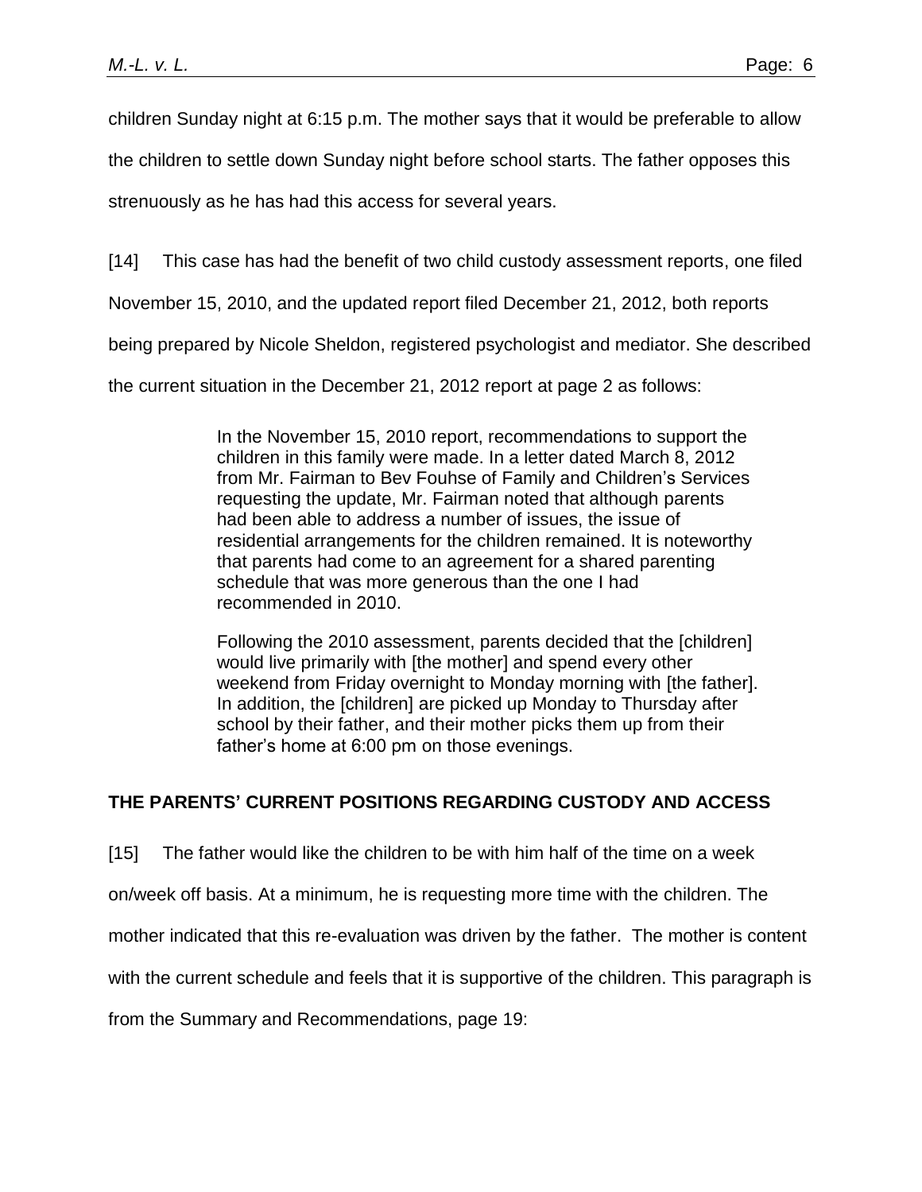children Sunday night at 6:15 p.m. The mother says that it would be preferable to allow the children to settle down Sunday night before school starts. The father opposes this strenuously as he has had this access for several years.

[14] This case has had the benefit of two child custody assessment reports, one filed November 15, 2010, and the updated report filed December 21, 2012, both reports being prepared by Nicole Sheldon, registered psychologist and mediator. She described the current situation in the December 21, 2012 report at page 2 as follows:

> In the November 15, 2010 report, recommendations to support the children in this family were made. In a letter dated March 8, 2012 from Mr. Fairman to Bev Fouhse of Family and Children's Services requesting the update, Mr. Fairman noted that although parents had been able to address a number of issues, the issue of residential arrangements for the children remained. It is noteworthy that parents had come to an agreement for a shared parenting schedule that was more generous than the one I had recommended in 2010.
>
> Following the 2010 assessment, parents decided that the [children] would live primarily with [the mother] and spend every other weekend from Friday overnight to Monday morning with [the father]. In addition, the [children] are picked up Monday to Thursday after school by their father, and their mother picks them up from their father's home at 6:00 pm on those evenings.

## THE PARENTS' CURRENT POSITIONS REGARDING CUSTODY AND ACCESS

[15] The father would like the children to be with him half of the time on a week on/week off basis. At a minimum, he is requesting more time with the children. The mother indicated that this re-evaluation was driven by the father. The mother is content with the current schedule and feels that it is supportive of the children. This paragraph is from the Summary and Recommendations, page 19: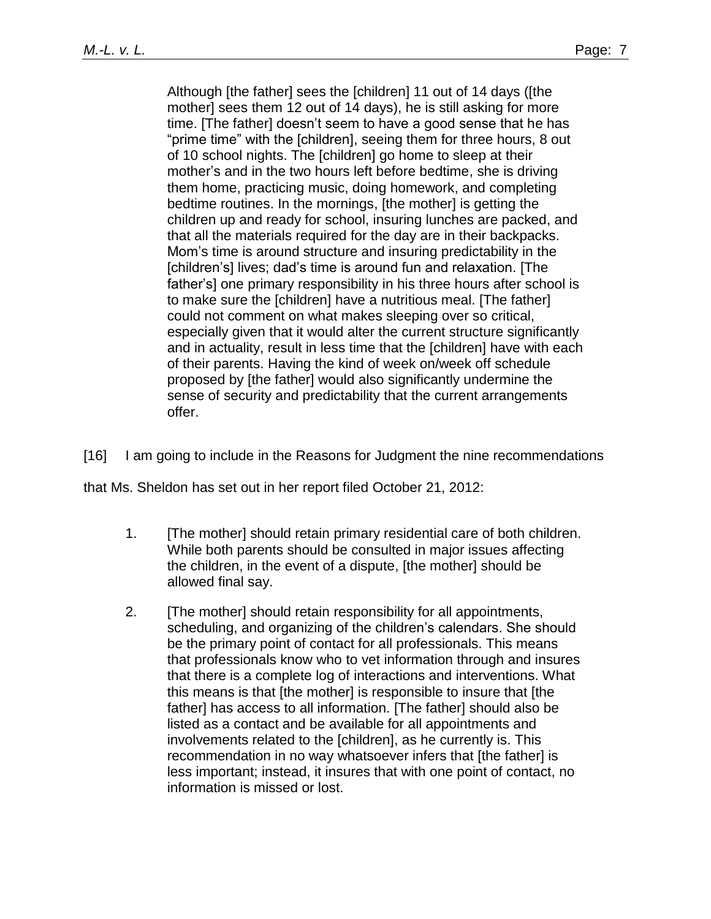> Although [the father] sees the [children] 11 out of 14 days ([the mother] sees them 12 out of 14 days), he is still asking for more time. [The father] doesn't seem to have a good sense that he has "prime time" with the [children], seeing them for three hours, 8 out of 10 school nights. The [children] go home to sleep at their mother's and in the two hours left before bedtime, she is driving them home, practicing music, doing homework, and completing bedtime routines. In the mornings, [the mother] is getting the children up and ready for school, insuring lunches are packed, and that all the materials required for the day are in their backpacks. Mom's time is around structure and insuring predictability in the [children's] lives; dad's time is around fun and relaxation. [The father's] one primary responsibility in his three hours after school is to make sure the [children] have a nutritious meal. [The father] could not comment on what makes sleeping over so critical, especially given that it would alter the current structure significantly and in actuality, result in less time that the [children] have with each of their parents. Having the kind of week on/week off schedule proposed by [the father] would also significantly undermine the sense of security and predictability that the current arrangements offer.

[16] I am going to include in the Reasons for Judgment the nine recommendations that Ms. Sheldon has set out in her report filed October 21, 2012:

> 1. [The mother] should retain primary residential care of both children. While both parents should be consulted in major issues affecting the children, in the event of a dispute, [the mother] should be allowed final say.
>
> 2. [The mother] should retain responsibility for all appointments, scheduling, and organizing of the children's calendars. She should be the primary point of contact for all professionals. This means that professionals know who to vet information through and insures that there is a complete log of interactions and interventions. What this means is that [the mother] is responsible to insure that [the father] has access to all information. [The father] should also be listed as a contact and be available for all appointments and involvements related to the [children], as he currently is. This recommendation in no way whatsoever infers that [the father] is less important; instead, it insures that with one point of contact, no information is missed or lost.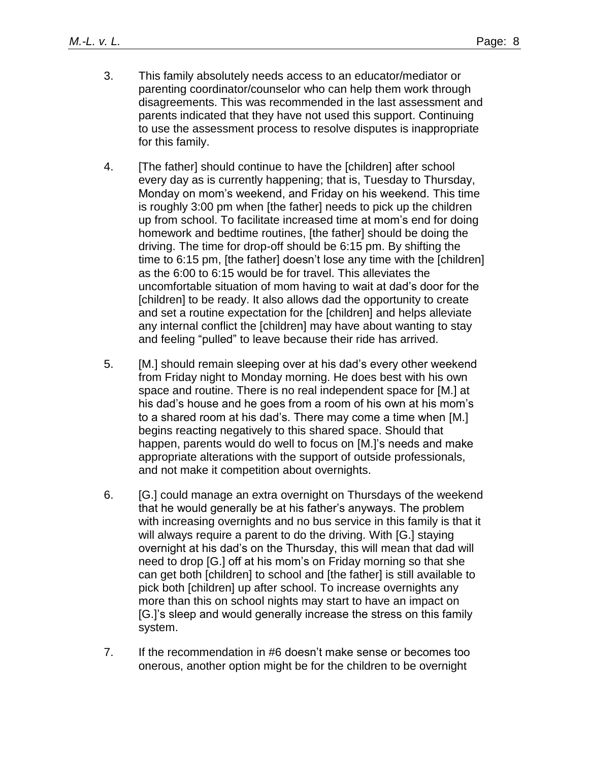3. This family absolutely needs access to an educator/mediator or parenting coordinator/counselor who can help them work through disagreements. This was recommended in the last assessment and parents indicated that they have not used this support. Continuing to use the assessment process to resolve disputes is inappropriate for this family.

4. [The father] should continue to have the [children] after school every day as is currently happening; that is, Tuesday to Thursday, Monday on mom's weekend, and Friday on his weekend. This time is roughly 3:00 pm when [the father] needs to pick up the children up from school. To facilitate increased time at mom's end for doing homework and bedtime routines, [the father] should be doing the driving. The time for drop-off should be 6:15 pm. By shifting the time to 6:15 pm, [the father] doesn't lose any time with the [children] as the 6:00 to 6:15 would be for travel. This alleviates the uncomfortable situation of mom having to wait at dad's door for the [children] to be ready. It also allows dad the opportunity to create and set a routine expectation for the [children] and helps alleviate any internal conflict the [children] may have about wanting to stay and feeling "pulled" to leave because their ride has arrived.

5. [M.] should remain sleeping over at his dad's every other weekend from Friday night to Monday morning. He does best with his own space and routine. There is no real independent space for [M.] at his dad's house and he goes from a room of his own at his mom's to a shared room at his dad's. There may come a time when [M.] begins reacting negatively to this shared space. Should that happen, parents would do well to focus on [M.]'s needs and make appropriate alterations with the support of outside professionals, and not make it competition about overnights.

6. [G.] could manage an extra overnight on Thursdays of the weekend that he would generally be at his father's anyways. The problem with increasing overnights and no bus service in this family is that it will always require a parent to do the driving. With [G.] staying overnight at his dad's on the Thursday, this will mean that dad will need to drop [G.] off at his mom's on Friday morning so that she can get both [children] to school and [the father] is still available to pick both [children] up after school. To increase overnights any more than this on school nights may start to have an impact on [G.]'s sleep and would generally increase the stress on this family system.

7. If the recommendation in #6 doesn't make sense or becomes too onerous, another option might be for the children to be overnight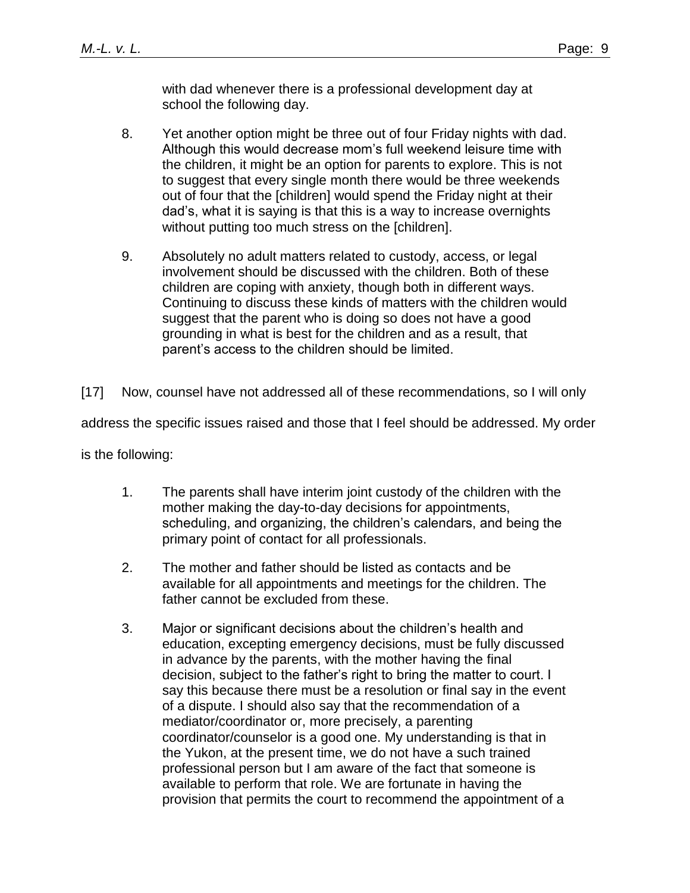with dad whenever there is a professional development day at school the following day.

8. Yet another option might be three out of four Friday nights with dad. Although this would decrease mom's full weekend leisure time with the children, it might be an option for parents to explore. This is not to suggest that every single month there would be three weekends out of four that the [children] would spend the Friday night at their dad's, what it is saying is that this is a way to increase overnights without putting too much stress on the [children].

9. Absolutely no adult matters related to custody, access, or legal involvement should be discussed with the children. Both of these children are coping with anxiety, though both in different ways. Continuing to discuss these kinds of matters with the children would suggest that the parent who is doing so does not have a good grounding in what is best for the children and as a result, that parent's access to the children should be limited.

[17] Now, counsel have not addressed all of these recommendations, so I will only address the specific issues raised and those that I feel should be addressed. My order is the following:

1. The parents shall have interim joint custody of the children with the mother making the day-to-day decisions for appointments, scheduling, and organizing, the children's calendars, and being the primary point of contact for all professionals.

2. The mother and father should be listed as contacts and be available for all appointments and meetings for the children. The father cannot be excluded from these.

3. Major or significant decisions about the children's health and education, excepting emergency decisions, must be fully discussed in advance by the parents, with the mother having the final decision, subject to the father's right to bring the matter to court. I say this because there must be a resolution or final say in the event of a dispute. I should also say that the recommendation of a mediator/coordinator or, more precisely, a parenting coordinator/counselor is a good one. My understanding is that in the Yukon, at the present time, we do not have a such trained professional person but I am aware of the fact that someone is available to perform that role. We are fortunate in having the provision that permits the court to recommend the appointment of a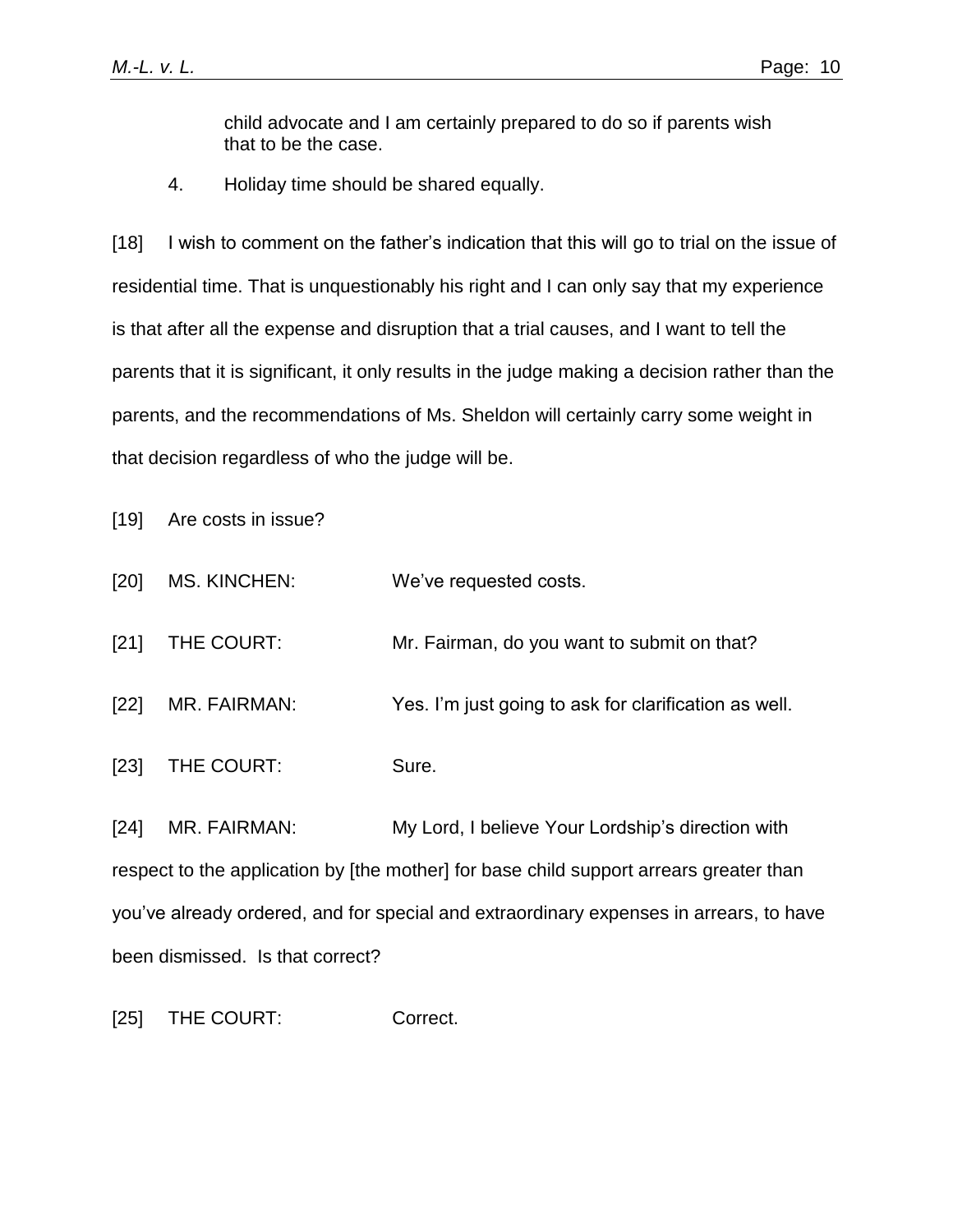child advocate and I am certainly prepared to do so if parents wish that to be the case.

4. Holiday time should be shared equally.

[18] I wish to comment on the father's indication that this will go to trial on the issue of residential time. That is unquestionably his right and I can only say that my experience is that after all the expense and disruption that a trial causes, and I want to tell the parents that it is significant, it only results in the judge making a decision rather than the parents, and the recommendations of Ms. Sheldon will certainly carry some weight in that decision regardless of who the judge will be.

[19] Are costs in issue?

[20] MS. KINCHEN: We've requested costs.

[21] THE COURT: Mr. Fairman, do you want to submit on that?

[22] MR. FAIRMAN: Yes. I'm just going to ask for clarification as well.

[23] THE COURT: Sure.

[24] MR. FAIRMAN: My Lord, I believe Your Lordship's direction with respect to the application by [the mother] for base child support arrears greater than you've already ordered, and for special and extraordinary expenses in arrears, to have been dismissed. Is that correct?

[25] THE COURT: Correct.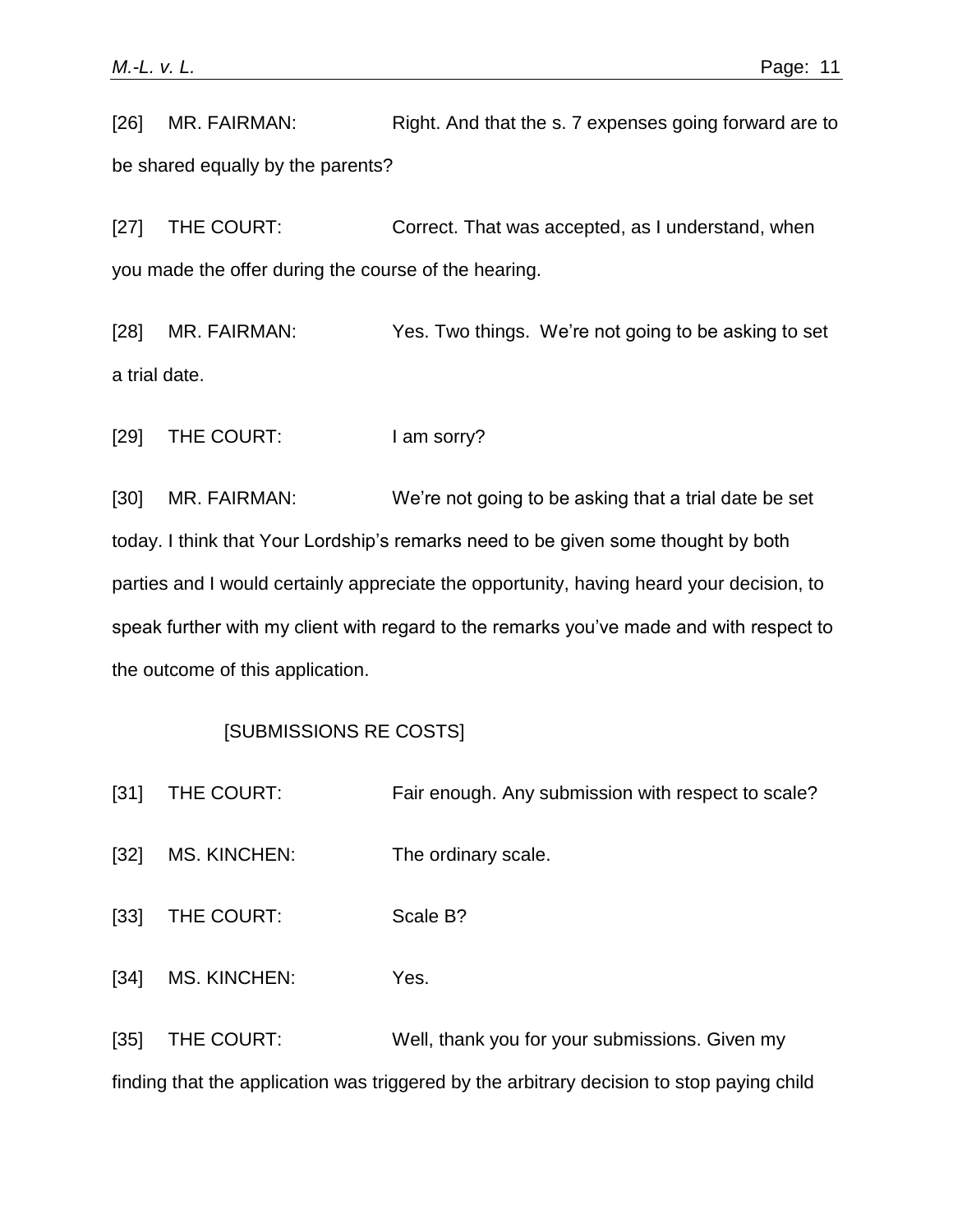[26] MR. FAIRMAN: Right. And that the s. 7 expenses going forward are to be shared equally by the parents?

[27] THE COURT: Correct. That was accepted, as I understand, when you made the offer during the course of the hearing.

[28] MR. FAIRMAN: Yes. Two things. We're not going to be asking to set a trial date.

[29] THE COURT: I am sorry?

[30] MR. FAIRMAN: We're not going to be asking that a trial date be set today. I think that Your Lordship's remarks need to be given some thought by both parties and I would certainly appreciate the opportunity, having heard your decision, to speak further with my client with regard to the remarks you've made and with respect to the outcome of this application.

[SUBMISSIONS RE COSTS]

[31] THE COURT: Fair enough. Any submission with respect to scale?

[32] MS. KINCHEN: The ordinary scale.

[33] THE COURT: Scale B?

[34] MS. KINCHEN: Yes.

[35] THE COURT: Well, thank you for your submissions. Given my finding that the application was triggered by the arbitrary decision to stop paying child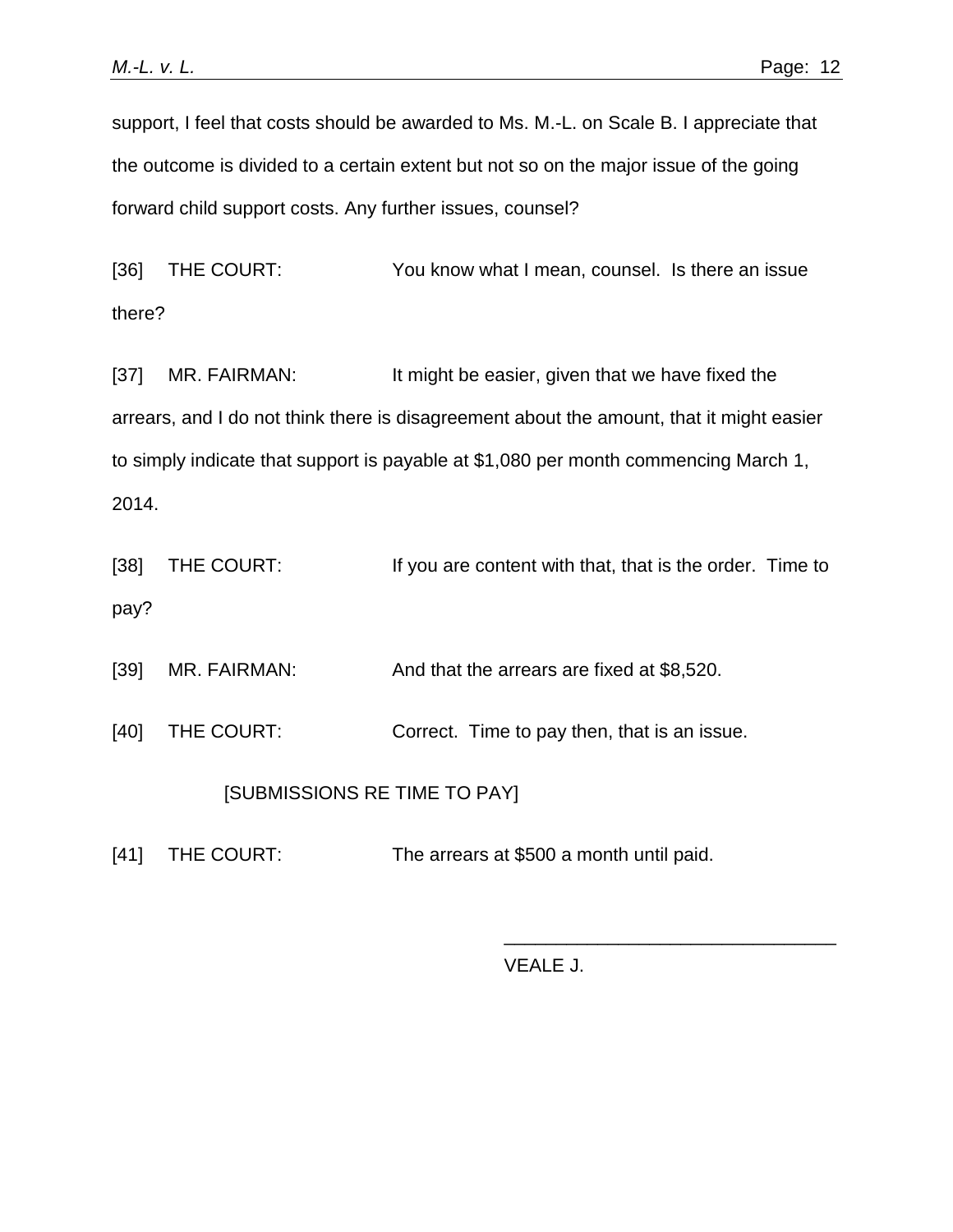support, I feel that costs should be awarded to Ms. M.-L. on Scale B. I appreciate that the outcome is divided to a certain extent but not so on the major issue of the going forward child support costs. Any further issues, counsel?

[36] THE COURT: You know what I mean, counsel. Is there an issue there?

[37] MR. FAIRMAN: It might be easier, given that we have fixed the arrears, and I do not think there is disagreement about the amount, that it might easier to simply indicate that support is payable at $1,080 per month commencing March 1, 2014.

[38] THE COURT: If you are content with that, that is the order. Time to pay?

[39] MR. FAIRMAN: And that the arrears are fixed at $8,520.

[40] THE COURT: Correct. Time to pay then, that is an issue.

[SUBMISSIONS RE TIME TO PAY]

[41] THE COURT: The arrears at $500 a month until paid.

\_\_\_\_\_\_\_\_\_\_\_\_\_\_\_\_\_\_\_\_\_\_\_\_\_\_\_\_\_\_\_\_

VEALE J.